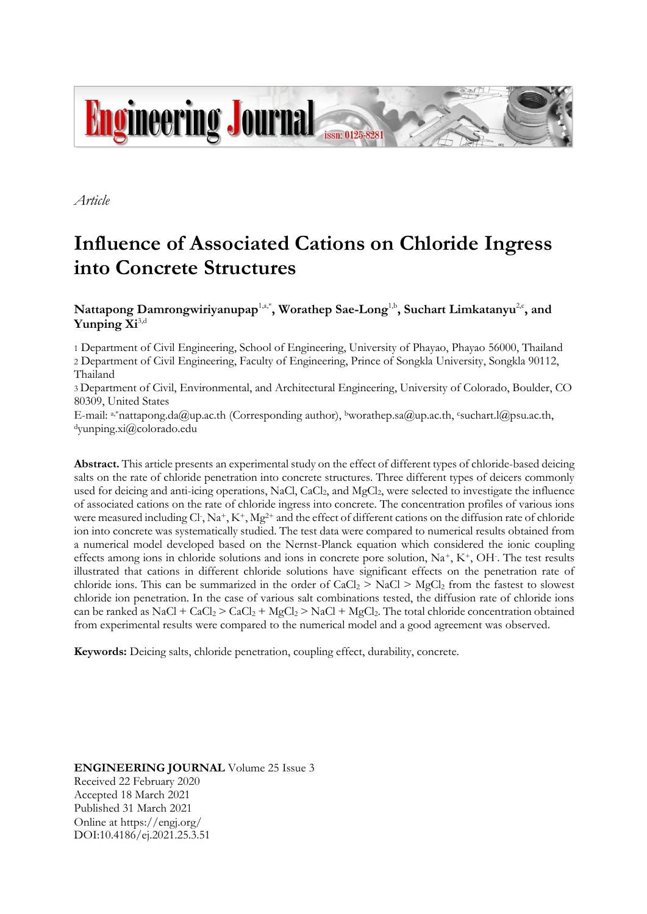*Article*

# Influence of Associated Cations on Chloride Ingress into Concrete Structures

**Nattapong Damrongwiriyanupap**[1,a,*], **Worathep Sae-Long**[1,b], **Suchart Limkatanyu**[2,c], **and Yunping Xi**[3,d]

1 Department of Civil Engineering, School of Engineering, University of Phayao, Phayao 56000, Thailand
2 Department of Civil Engineering, Faculty of Engineering, Prince of Songkla University, Songkla 90112, Thailand
3 Department of Civil, Environmental, and Architectural Engineering, University of Colorado, Boulder, CO 80309, United States

E-mail: [a,*]nattapong.da@up.ac.th (Corresponding author), [b]worathep.sa@up.ac.th, [c]suchart.l@psu.ac.th, [d]yunping.xi@colorado.edu

**Abstract.** This article presents an experimental study on the effect of different types of chloride-based deicing salts on the rate of chloride penetration into concrete structures. Three different types of deicers commonly used for deicing and anti-icing operations, NaCl, $CaCl_2$, and $MgCl_2$, were selected to investigate the influence of associated cations on the rate of chloride ingress into concrete. The concentration profiles of various ions were measured including $Cl^-$, $Na^+$, $K^+$, $Mg^{2+}$ and the effect of different cations on the diffusion rate of chloride ion into concrete was systematically studied. The test data were compared to numerical results obtained from a numerical model developed based on the Nernst-Planck equation which considered the ionic coupling effects among ions in chloride solutions and ions in concrete pore solution, $Na^+$, $K^+$, $OH^-$. The test results illustrated that cations in different chloride solutions have significant effects on the penetration rate of chloride ions. This can be summarized in the order of $CaCl_2$ > NaCl > $MgCl_2$ from the fastest to slowest chloride ion penetration. In the case of various salt combinations tested, the diffusion rate of chloride ions can be ranked as NaCl + $CaCl_2$ > $CaCl_2$ + $MgCl_2$ > NaCl + $MgCl_2$. The total chloride concentration obtained from experimental results were compared to the numerical model and a good agreement was observed.

**Keywords:** Deicing salts, chloride penetration, coupling effect, durability, concrete.

**ENGINEERING JOURNAL** Volume 25 Issue 3
Received 22 February 2020
Accepted 18 March 2021
Published 31 March 2021
Online at https://engj.org/
DOI:10.4186/ej.2021.25.3.51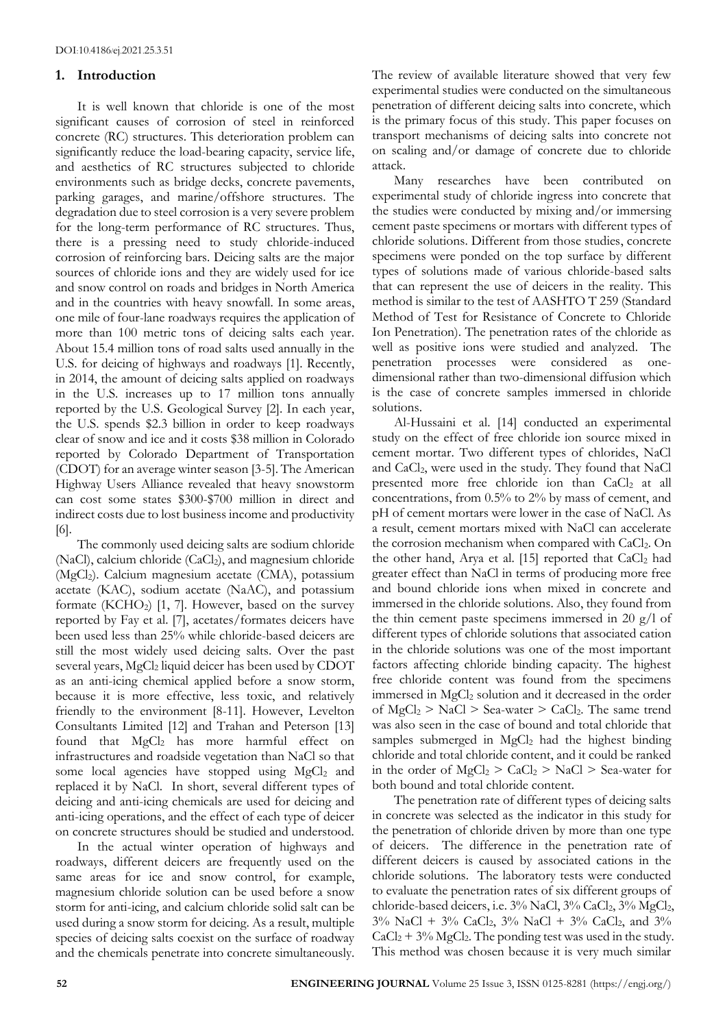DOI:10.4186/ej.2021.25.3.51

## 1. Introduction

It is well known that chloride is one of the most significant causes of corrosion of steel in reinforced concrete (RC) structures. This deterioration problem can significantly reduce the load-bearing capacity, service life, and aesthetics of RC structures subjected to chloride environments such as bridge decks, concrete pavements, parking garages, and marine/offshore structures. The degradation due to steel corrosion is a very severe problem for the long-term performance of RC structures. Thus, there is a pressing need to study chloride-induced corrosion of reinforcing bars. Deicing salts are the major sources of chloride ions and they are widely used for ice and snow control on roads and bridges in North America and in the countries with heavy snowfall. In some areas, one mile of four-lane roadways requires the application of more than 100 metric tons of deicing salts each year. About 15.4 million tons of road salts used annually in the U.S. for deicing of highways and roadways [1]. Recently, in 2014, the amount of deicing salts applied on roadways in the U.S. increases up to 17 million tons annually reported by the U.S. Geological Survey [2]. In each year, the U.S. spends \$2.3 billion in order to keep roadways clear of snow and ice and it costs \$38 million in Colorado reported by Colorado Department of Transportation (CDOT) for an average winter season [3-5]. The American Highway Users Alliance revealed that heavy snowstorm can cost some states \$300-\$700 million in direct and indirect costs due to lost business income and productivity [6].

The commonly used deicing salts are sodium chloride (NaCl), calcium chloride ($CaCl_2$), and magnesium chloride ($MgCl_2$). Calcium magnesium acetate (CMA), potassium acetate (KAC), sodium acetate (NaAC), and potassium formate ($KCHO_2$) [1, 7]. However, based on the survey reported by Fay et al. [7], acetates/formates deicers have been used less than 25% while chloride-based deicers are still the most widely used deicing salts. Over the past several years, $MgCl_2$ liquid deicer has been used by CDOT as an anti-icing chemical applied before a snow storm, because it is more effective, less toxic, and relatively friendly to the environment [8-11]. However, Levelton Consultants Limited [12] and Trahan and Peterson [13] found that $MgCl_2$ has more harmful effect on infrastructures and roadside vegetation than NaCl so that some local agencies have stopped using $MgCl_2$ and replaced it by NaCl. In short, several different types of deicing and anti-icing chemicals are used for deicing and anti-icing operations, and the effect of each type of deicer on concrete structures should be studied and understood.

In the actual winter operation of highways and roadways, different deicers are frequently used on the same areas for ice and snow control, for example, magnesium chloride solution can be used before a snow storm for anti-icing, and calcium chloride solid salt can be used during a snow storm for deicing. As a result, multiple species of deicing salts coexist on the surface of roadway and the chemicals penetrate into concrete simultaneously. The review of available literature showed that very few experimental studies were conducted on the simultaneous penetration of different deicing salts into concrete, which is the primary focus of this study. This paper focuses on transport mechanisms of deicing salts into concrete not on scaling and/or damage of concrete due to chloride attack.

Many researches have been contributed on experimental study of chloride ingress into concrete that the studies were conducted by mixing and/or immersing cement paste specimens or mortars with different types of chloride solutions. Different from those studies, concrete specimens were ponded on the top surface by different types of solutions made of various chloride-based salts that can represent the use of deicers in the reality. This method is similar to the test of AASHTO T 259 (Standard Method of Test for Resistance of Concrete to Chloride Ion Penetration). The penetration rates of the chloride as well as positive ions were studied and analyzed. The penetration processes were considered as one-dimensional rather than two-dimensional diffusion which is the case of concrete samples immersed in chloride solutions.

Al-Hussaini et al. [14] conducted an experimental study on the effect of free chloride ion source mixed in cement mortar. Two different types of chlorides, NaCl and $CaCl_2$, were used in the study. They found that NaCl presented more free chloride ion than $CaCl_2$ at all concentrations, from 0.5% to 2% by mass of cement, and pH of cement mortars were lower in the case of NaCl. As a result, cement mortars mixed with NaCl can accelerate the corrosion mechanism when compared with $CaCl_2$. On the other hand, Arya et al. [15] reported that $CaCl_2$ had greater effect than NaCl in terms of producing more free and bound chloride ions when mixed in concrete and immersed in the chloride solutions. Also, they found from the thin cement paste specimens immersed in 20 g/l of different types of chloride solutions that associated cation in the chloride solutions was one of the most important factors affecting chloride binding capacity. The highest free chloride content was found from the specimens immersed in $MgCl_2$ solution and it decreased in the order of $MgCl_2$ > NaCl > Sea-water > $CaCl_2$. The same trend was also seen in the case of bound and total chloride that samples submerged in $MgCl_2$ had the highest binding chloride and total chloride content, and it could be ranked in the order of $MgCl_2$ > $CaCl_2$ > NaCl > Sea-water for both bound and total chloride content.

The penetration rate of different types of deicing salts in concrete was selected as the indicator in this study for the penetration of chloride driven by more than one type of deicers. The difference in the penetration rate of different deicers is caused by associated cations in the chloride solutions. The laboratory tests were conducted to evaluate the penetration rates of six different groups of chloride-based deicers, i.e. 3% NaCl, 3% $CaCl_2$, 3% $MgCl_2$, 3% NaCl + 3% $CaCl_2$, 3% NaCl + 3% $CaCl_2$, and 3% $CaCl_2$ + 3% $MgCl_2$. The ponding test was used in the study. This method was chosen because it is very much similar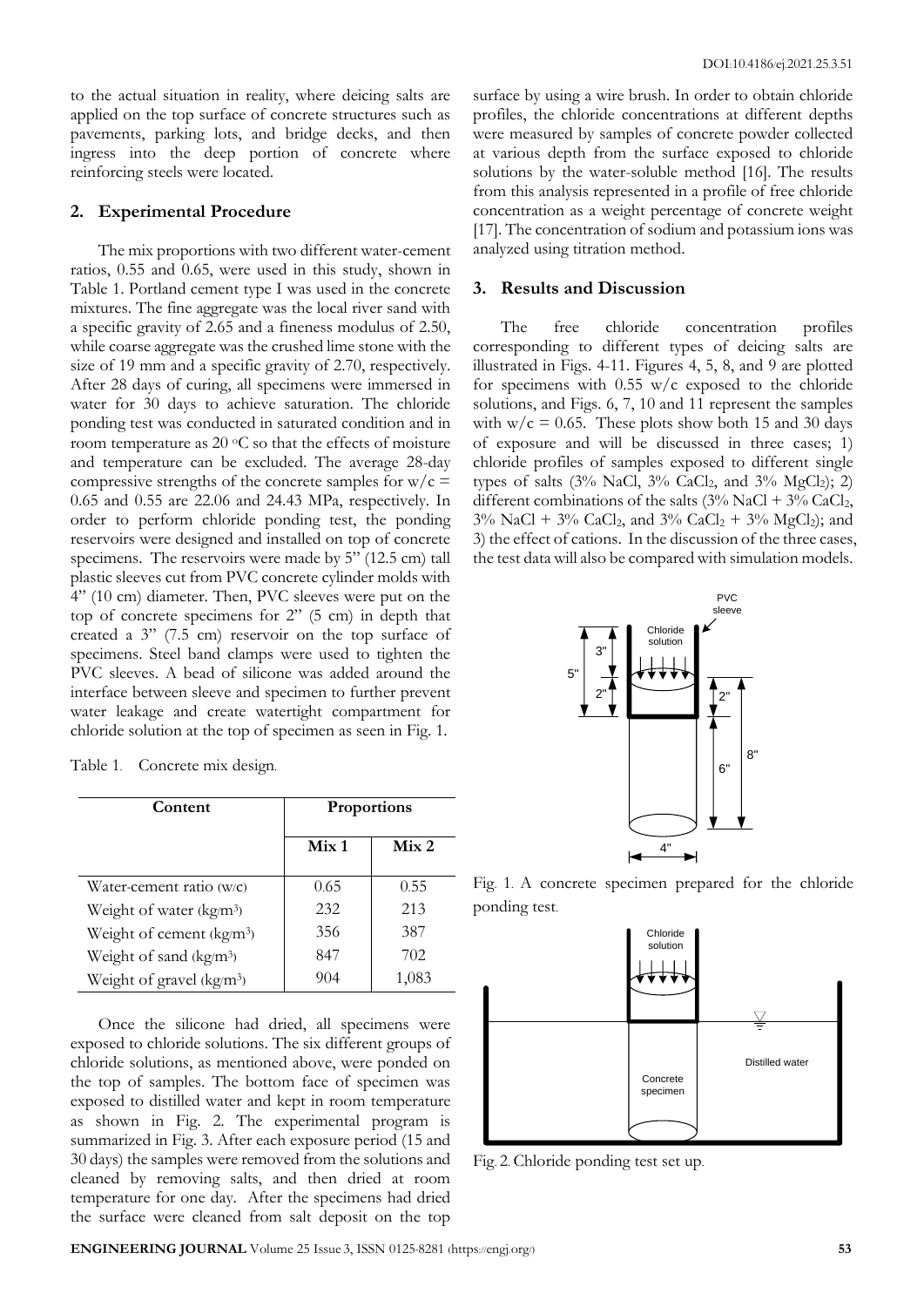to the actual situation in reality, where deicing salts are applied on the top surface of concrete structures such as pavements, parking lots, and bridge decks, and then ingress into the deep portion of concrete where reinforcing steels were located.

## 2. Experimental Procedure

The mix proportions with two different water-cement ratios, 0.55 and 0.65, were used in this study, shown in Table 1. Portland cement type I was used in the concrete mixtures. The fine aggregate was the local river sand with a specific gravity of 2.65 and a fineness modulus of 2.50, while coarse aggregate was the crushed lime stone with the size of 19 mm and a specific gravity of 2.70, respectively. After 28 days of curing, all specimens were immersed in water for 30 days to achieve saturation. The chloride ponding test was conducted in saturated condition and in room temperature as 20 °C so that the effects of moisture and temperature can be excluded. The average 28-day compressive strengths of the concrete samples for w/c = 0.65 and 0.55 are 22.06 and 24.43 MPa, respectively. In order to perform chloride ponding test, the ponding reservoirs were designed and installed on top of concrete specimens. The reservoirs were made by 5" (12.5 cm) tall plastic sleeves cut from PVC concrete cylinder molds with 4" (10 cm) diameter. Then, PVC sleeves were put on the top of concrete specimens for 2" (5 cm) in depth that created a 3" (7.5 cm) reservoir on the top surface of specimens. Steel band clamps were used to tighten the PVC sleeves. A bead of silicone was added around the interface between sleeve and specimen to further prevent water leakage and create watertight compartment for chloride solution at the top of specimen as seen in Fig. 1.

Table 1. Concrete mix design.

| Content | Proportions | |
|---|---|---|
| | Mix 1 | Mix 2 |
| Water-cement ratio (w/c) | 0.65 | 0.55 |
| Weight of water (kg/m$^3$) | 232 | 213 |
| Weight of cement (kg/m$^3$) | 356 | 387 |
| Weight of sand (kg/m$^3$) | 847 | 702 |
| Weight of gravel (kg/m$^3$) | 904 | 1,083 |

Once the silicone had dried, all specimens were exposed to chloride solutions. The six different groups of chloride solutions, as mentioned above, were ponded on the top of samples. The bottom face of specimen was exposed to distilled water and kept in room temperature as shown in Fig. 2. The experimental program is summarized in Fig. 3. After each exposure period (15 and 30 days) the samples were removed from the solutions and cleaned by removing salts, and then dried at room temperature for one day. After the specimens had dried the surface were cleaned from salt deposit on the top surface by using a wire brush. In order to obtain chloride profiles, the chloride concentrations at different depths were measured by samples of concrete powder collected at various depth from the surface exposed to chloride solutions by the water-soluble method [16]. The results from this analysis represented in a profile of free chloride concentration as a weight percentage of concrete weight [17]. The concentration of sodium and potassium ions was analyzed using titration method.

## 3. Results and Discussion

The free chloride concentration profiles corresponding to different types of deicing salts are illustrated in Figs. 4-11. Figures 4, 5, 8, and 9 are plotted for specimens with 0.55 w/c exposed to the chloride solutions, and Figs. 6, 7, 10 and 11 represent the samples with w/c = 0.65. These plots show both 15 and 30 days of exposure and will be discussed in three cases; 1) chloride profiles of samples exposed to different single types of salts (3% NaCl, 3% $CaCl_2$, and 3% $MgCl_2$); 2) different combinations of the salts (3% NaCl + 3% $CaCl_2$, 3% NaCl + 3% $CaCl_2$, and 3% $CaCl_2$ + 3% $MgCl_2$); and 3) the effect of cations. In the discussion of the three cases, the test data will also be compared with simulation models.

Fig. 1. A concrete specimen prepared for the chloride ponding test.

Fig. 2. Chloride ponding test set up.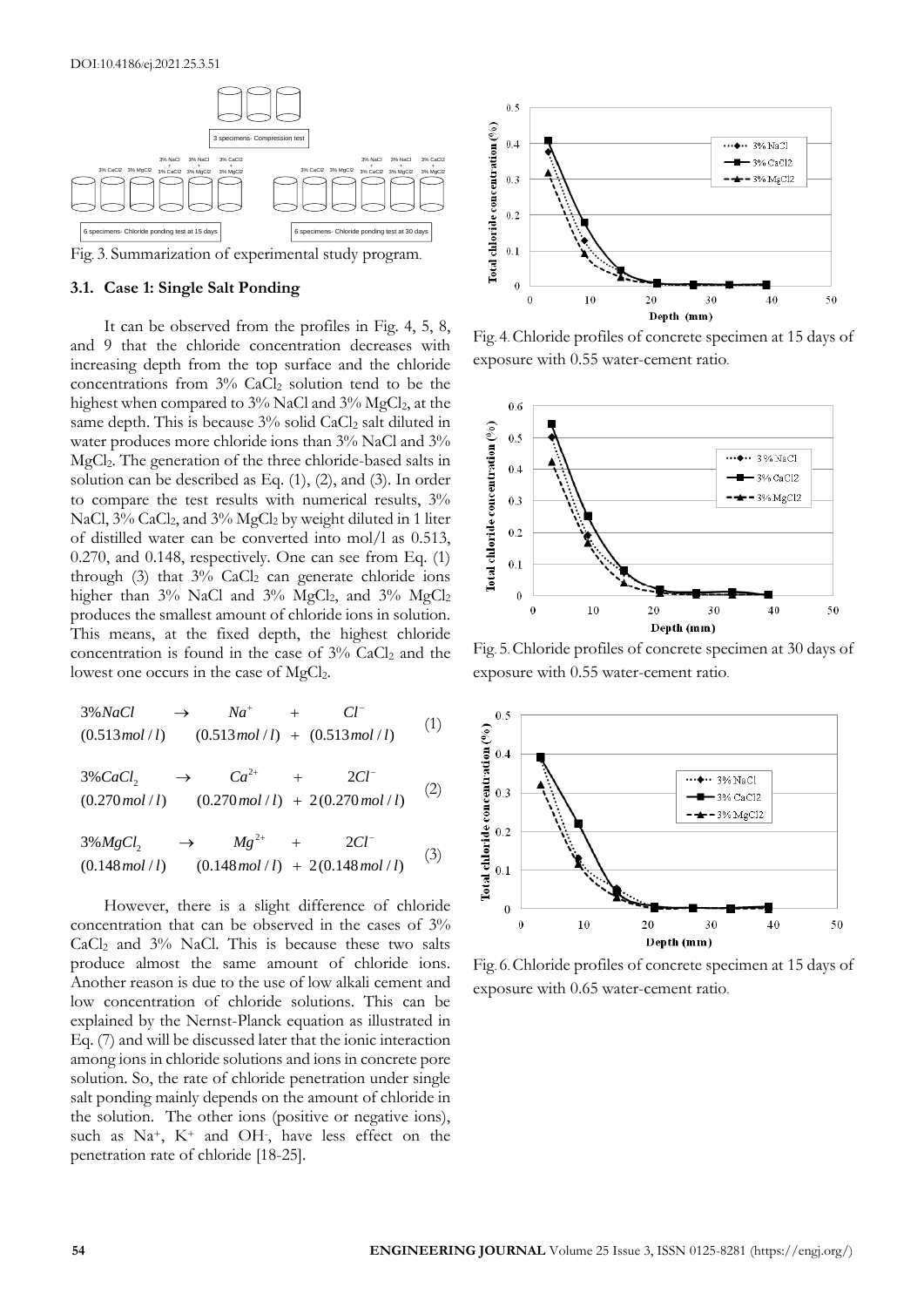Fig. 3. Summarization of experimental study program.

### 3.1. Case 1: Single Salt Ponding

It can be observed from the profiles in Fig. 4, 5, 8, and 9 that the chloride concentration decreases with increasing depth from the top surface and the chloride concentrations from 3% $CaCl_2$ solution tend to be the highest when compared to 3% NaCl and 3% $MgCl_2$, at the same depth. This is because 3% solid $CaCl_2$ salt diluted in water produces more chloride ions than 3% NaCl and 3% $MgCl_2$. The generation of the three chloride-based salts in solution can be described as Eq. (1), (2), and (3). In order to compare the test results with numerical results, 3% NaCl, 3% $CaCl_2$, and 3% $MgCl_2$ by weight diluted in 1 liter of distilled water can be converted into mol/l as 0.513, 0.270, and 0.148, respectively. One can see from Eq. (1) through (3) that 3% $CaCl_2$ can generate chloride ions higher than 3% NaCl and 3% $MgCl_2$, and 3% $MgCl_2$ produces the smallest amount of chloride ions in solution. This means, at the fixed depth, the highest chloride concentration is found in the case of 3% $CaCl_2$ and the lowest one occurs in the case of $MgCl_2$.

$$\begin{array}{ccccc} 3\% NaCl & \rightarrow & Na^{+} & + & Cl^{-} \\ (0.513\, mol/l) & & (0.513\, mol/l) & + & (0.513\, mol/l) \end{array} \quad (1)$$

$$\begin{array}{ccccc} 3\% CaCl_2 & \rightarrow & Ca^{2+} & + & 2Cl^{-} \\ (0.270\, mol/l) & & (0.270\, mol/l) & + & 2(0.270\, mol/l) \end{array} \quad (2)$$

$$\begin{array}{ccccc} 3\% MgCl_2 & \rightarrow & Mg^{2+} & + & 2Cl^{-} \\ (0.148\, mol/l) & & (0.148\, mol/l) & + & 2(0.148\, mol/l) \end{array} \quad (3)$$

However, there is a slight difference of chloride concentration that can be observed in the cases of 3% $CaCl_2$ and 3% NaCl. This is because these two salts produce almost the same amount of chloride ions. Another reason is due to the use of low alkali cement and low concentration of chloride solutions. This can be explained by the Nernst-Planck equation as illustrated in Eq. (7) and will be discussed later that the ionic interaction among ions in chloride solutions and ions in concrete pore solution. So, the rate of chloride penetration under single salt ponding mainly depends on the amount of chloride in the solution. The other ions (positive or negative ions), such as $Na^{+}$, $K^{+}$ and $OH^{-}$, have less effect on the penetration rate of chloride [18-25].

Fig. 4. Chloride profiles of concrete specimen at 15 days of exposure with 0.55 water-cement ratio.

Fig. 5. Chloride profiles of concrete specimen at 30 days of exposure with 0.55 water-cement ratio.

Fig. 6. Chloride profiles of concrete specimen at 15 days of exposure with 0.65 water-cement ratio.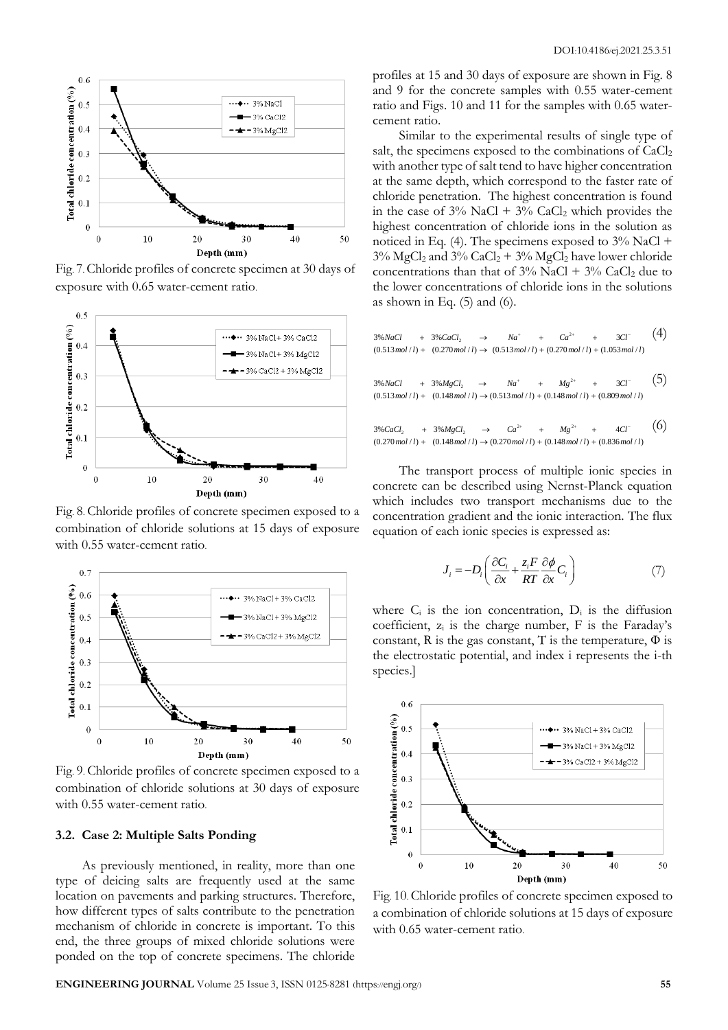Fig. 7. Chloride profiles of concrete specimen at 30 days of exposure with 0.65 water-cement ratio.

Fig. 8. Chloride profiles of concrete specimen exposed to a combination of chloride solutions at 15 days of exposure with 0.55 water-cement ratio.

Fig. 9. Chloride profiles of concrete specimen exposed to a combination of chloride solutions at 30 days of exposure with 0.55 water-cement ratio.

### 3.2. Case 2: Multiple Salts Ponding

As previously mentioned, in reality, more than one type of deicing salts are frequently used at the same location on pavements and parking structures. Therefore, how different types of salts contribute to the penetration mechanism of chloride in concrete is important. To this end, the three groups of mixed chloride solutions were ponded on the top of concrete specimens. The chloride profiles at 15 and 30 days of exposure are shown in Fig. 8 and 9 for the concrete samples with 0.55 water-cement ratio and Figs. 10 and 11 for the samples with 0.65 water-cement ratio.

Similar to the experimental results of single type of salt, the specimens exposed to the combinations of $CaCl_2$ with another type of salt tend to have higher concentration at the same depth, which correspond to the faster rate of chloride penetration. The highest concentration is found in the case of 3% NaCl + 3% $CaCl_2$ which provides the highest concentration of chloride ions in the solution as noticed in Eq. (4). The specimens exposed to 3% NaCl + 3% $MgCl_2$ and 3% $CaCl_2$ + 3% $MgCl_2$ have lower chloride concentrations than that of 3% NaCl + 3% $CaCl_2$ due to the lower concentrations of chloride ions in the solutions as shown in Eq. (5) and (6).

$$\begin{array}{ccccc} 3\%NaCl & + \ 3\%CaCl_2 & \rightarrow \ Na^+ & + \ Ca^{2+} & + \ 3Cl^- \\ (0.513\,mol/l) & + \ (0.270\,mol/l) & \rightarrow \ (0.513\,mol/l) & + \ (0.270\,mol/l) & + \ (1.053\,mol/l) \end{array} \quad (4)$$

$$\begin{array}{ccccc} 3\%NaCl & + \ 3\%MgCl_2 & \rightarrow \ Na^+ & + \ Mg^{2+} & + \ 3Cl^- \\ (0.513\,mol/l) & + \ (0.148\,mol/l) & \rightarrow \ (0.513\,mol/l) & + \ (0.148\,mol/l) & + \ (0.809\,mol/l) \end{array} \quad (5)$$

$$\begin{array}{ccccc} 3\%CaCl_2 & + \ 3\%MgCl_2 & \rightarrow \ Ca^{2+} & + \ Mg^{2+} & + \ 4Cl^- \\ (0.270\,mol/l) & + \ (0.148\,mol/l) & \rightarrow \ (0.270\,mol/l) & + \ (0.148\,mol/l) & + \ (0.836\,mol/l) \end{array} \quad (6)$$

The transport process of multiple ionic species in concrete can be described using Nernst-Planck equation which includes two transport mechanisms due to the concentration gradient and the ionic interaction. The flux equation of each ionic species is expressed as:

$$J_i = -D_i \left( \frac{\partial C_i}{\partial x} + \frac{z_i F}{RT} \frac{\partial \phi}{\partial x} C_i \right) \quad (7)$$

where $C_i$ is the ion concentration, $D_i$ is the diffusion coefficient, $z_i$ is the charge number, F is the Faraday's constant, R is the gas constant, T is the temperature, $\Phi$ is the electrostatic potential, and index i represents the i-th species.]

Fig. 10. Chloride profiles of concrete specimen exposed to a combination of chloride solutions at 15 days of exposure with 0.65 water-cement ratio.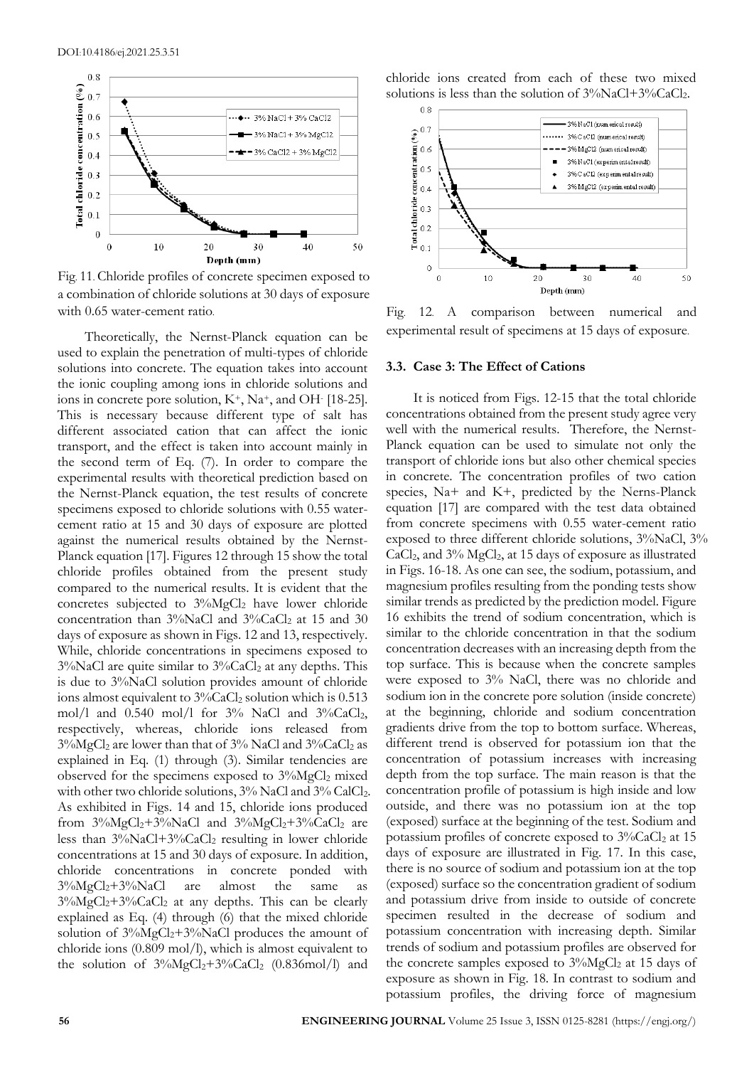Fig. 11. Chloride profiles of concrete specimen exposed to a combination of chloride solutions at 30 days of exposure with 0.65 water-cement ratio.

Theoretically, the Nernst-Planck equation can be used to explain the penetration of multi-types of chloride solutions into concrete. The equation takes into account the ionic coupling among ions in chloride solutions and ions in concrete pore solution, $K^+$, $Na^+$, and $OH^-$ [18-25]. This is necessary because different type of salt has different associated cation that can affect the ionic transport, and the effect is taken into account mainly in the second term of Eq. (7). In order to compare the experimental results with theoretical prediction based on the Nernst-Planck equation, the test results of concrete specimens exposed to chloride solutions with 0.55 water-cement ratio at 15 and 30 days of exposure are plotted against the numerical results obtained by the Nernst-Planck equation [17]. Figures 12 through 15 show the total chloride profiles obtained from the present study compared to the numerical results. It is evident that the concretes subjected to 3%$MgCl_2$ have lower chloride concentration than 3%NaCl and 3%$CaCl_2$ at 15 and 30 days of exposure as shown in Figs. 12 and 13, respectively. While, chloride concentrations in specimens exposed to 3%NaCl are quite similar to 3%$CaCl_2$ at any depths. This is due to 3%NaCl solution provides amount of chloride ions almost equivalent to 3%$CaCl_2$ solution which is 0.513 mol/l and 0.540 mol/l for 3% NaCl and 3%$CaCl_2$, respectively, whereas, chloride ions released from 3%$MgCl_2$ are lower than that of 3% NaCl and 3%$CaCl_2$ as explained in Eq. (1) through (3). Similar tendencies are observed for the specimens exposed to 3%$MgCl_2$ mixed with other two chloride solutions, 3% NaCl and 3% $CalCl_2$. As exhibited in Figs. 14 and 15, chloride ions produced from 3%$MgCl_2$+3%NaCl and 3%$MgCl_2$+3%$CaCl_2$ are less than 3%NaCl+3%$CaCl_2$ resulting in lower chloride concentrations at 15 and 30 days of exposure. In addition, chloride concentrations in concrete ponded with 3%$MgCl_2$+3%NaCl are almost the same as 3%$MgCl_2$+3%$CaCl_2$ at any depths. This can be clearly explained as Eq. (4) through (6) that the mixed chloride solution of 3%$MgCl_2$+3%NaCl produces the amount of chloride ions (0.809 mol/l), which is almost equivalent to the solution of 3%$MgCl_2$+3%$CaCl_2$ (0.836mol/l) and chloride ions created from each of these two mixed solutions is less than the solution of 3%NaCl+3%$CaCl_2$.

Fig. 12. A comparison between numerical and experimental result of specimens at 15 days of exposure.

### 3.3. Case 3: The Effect of Cations

It is noticed from Figs. 12-15 that the total chloride concentrations obtained from the present study agree very well with the numerical results. Therefore, the Nernst-Planck equation can be used to simulate not only the transport of chloride ions but also other chemical species in concrete. The concentration profiles of two cation species, Na+ and K+, predicted by the Nerns-Planck equation [17] are compared with the test data obtained from concrete specimens with 0.55 water-cement ratio exposed to three different chloride solutions, 3%NaCl, 3% $CaCl_2$, and 3% $MgCl_2$, at 15 days of exposure as illustrated in Figs. 16-18. As one can see, the sodium, potassium, and magnesium profiles resulting from the ponding tests show similar trends as predicted by the prediction model. Figure 16 exhibits the trend of sodium concentration, which is similar to the chloride concentration in that the sodium concentration decreases with an increasing depth from the top surface. This is because when the concrete samples were exposed to 3% NaCl, there was no chloride and sodium ion in the concrete pore solution (inside concrete) at the beginning, chloride and sodium concentration gradients drive from the top to bottom surface. Whereas, different trend is observed for potassium ion that the concentration of potassium increases with increasing depth from the top surface. The main reason is that the concentration profile of potassium is high inside and low outside, and there was no potassium ion at the top (exposed) surface at the beginning of the test. Sodium and potassium profiles of concrete exposed to 3%$CaCl_2$ at 15 days of exposure are illustrated in Fig. 17. In this case, there is no source of sodium and potassium ion at the top (exposed) surface so the concentration gradient of sodium and potassium drive from inside to outside of concrete specimen resulted in the decrease of sodium and potassium concentration with increasing depth. Similar trends of sodium and potassium profiles are observed for the concrete samples exposed to 3%$MgCl_2$ at 15 days of exposure as shown in Fig. 18. In contrast to sodium and potassium profiles, the driving force of magnesium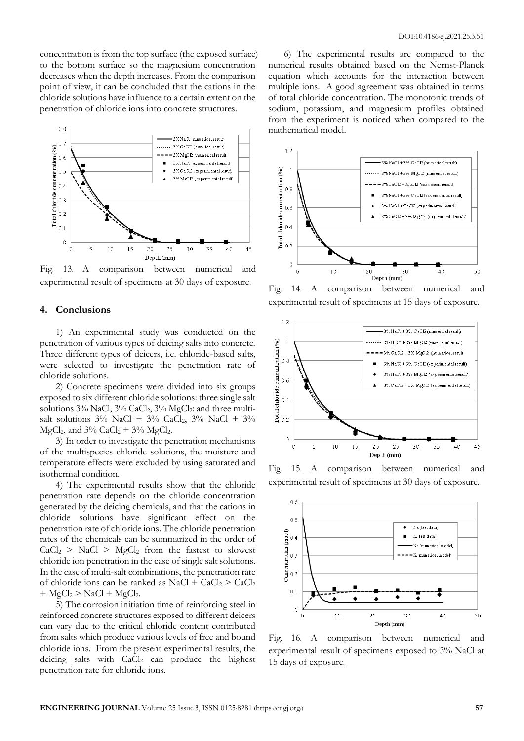concentration is from the top surface (the exposed surface) to the bottom surface so the magnesium concentration decreases when the depth increases. From the comparison point of view, it can be concluded that the cations in the chloride solutions have influence to a certain extent on the penetration of chloride ions into concrete structures.

Fig. 13. A comparison between numerical and experimental result of specimens at 30 days of exposure.

## 4. Conclusions

1) An experimental study was conducted on the penetration of various types of deicing salts into concrete. Three different types of deicers, i.e. chloride-based salts, were selected to investigate the penetration rate of chloride solutions.

2) Concrete specimens were divided into six groups exposed to six different chloride solutions: three single salt solutions 3% NaCl, 3% $CaCl_2$, 3% $MgCl_2$; and three multi-salt solutions 3% NaCl + 3% $CaCl_2$, 3% NaCl + 3% $MgCl_2$, and 3% $CaCl_2$ + 3% $MgCl_2$.

3) In order to investigate the penetration mechanisms of the multispecies chloride solutions, the moisture and temperature effects were excluded by using saturated and isothermal condition.

4) The experimental results show that the chloride penetration rate depends on the chloride concentration generated by the deicing chemicals, and that the cations in chloride solutions have significant effect on the penetration rate of chloride ions. The chloride penetration rates of the chemicals can be summarized in the order of $CaCl_2$ > NaCl > $MgCl_2$ from the fastest to slowest chloride ion penetration in the case of single salt solutions. In the case of multi-salt combinations, the penetration rate of chloride ions can be ranked as NaCl + $CaCl_2$ > $CaCl_2$ + $MgCl_2$ > NaCl + $MgCl_2$.

5) The corrosion initiation time of reinforcing steel in reinforced concrete structures exposed to different deicers can vary due to the critical chloride content contributed from salts which produce various levels of free and bound chloride ions. From the present experimental results, the deicing salts with $CaCl_2$ can produce the highest penetration rate for chloride ions.

6) The experimental results are compared to the numerical results obtained based on the Nernst-Planck equation which accounts for the interaction between multiple ions. A good agreement was obtained in terms of total chloride concentration. The monotonic trends of sodium, potassium, and magnesium profiles obtained from the experiment is noticed when compared to the mathematical model.

Fig. 14. A comparison between numerical and experimental result of specimens at 15 days of exposure.

Fig. 15. A comparison between numerical and experimental result of specimens at 30 days of exposure.

Fig. 16. A comparison between numerical and experimental result of specimens exposed to 3% NaCl at 15 days of exposure.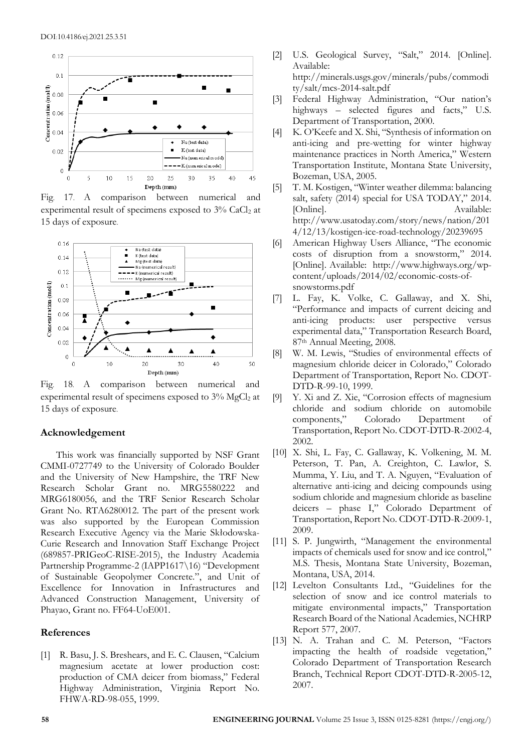Fig. 17. A comparison between numerical and experimental result of specimens exposed to 3% $CaCl_2$ at 15 days of exposure.

Fig. 18. A comparison between numerical and experimental result of specimens exposed to 3% $MgCl_2$ at 15 days of exposure.

## Acknowledgement

This work was financially supported by NSF Grant CMMI-0727749 to the University of Colorado Boulder and the University of New Hampshire, the TRF New Research Scholar Grant no. MRG5580222 and MRG6180056, and the TRF Senior Research Scholar Grant No. RTA6280012. The part of the present work was also supported by the European Commission Research Executive Agency via the Marie Skłodowska-Curie Research and Innovation Staff Exchange Project (689857-PRIGeoC-RISE-2015), the Industry Academia Partnership Programme-2 (IAPP1617\16) "Development of Sustainable Geopolymer Concrete.", and Unit of Excellence for Innovation in Infrastructures and Advanced Construction Management, University of Phayao, Grant no. FF64-UoE001.

## References

[1] R. Basu, J. S. Breshears, and E. C. Clausen, "Calcium magnesium acetate at lower production cost: production of CMA deicer from biomass," Federal Highway Administration, Virginia Report No. FHWA-RD-98-055, 1999.

[2] U.S. Geological Survey, "Salt," 2014. [Online]. Available: http://minerals.usgs.gov/minerals/pubs/commodity/salt/mcs-2014-salt.pdf

[3] Federal Highway Administration, "Our nation's highways – selected figures and facts," U.S. Department of Transportation, 2000.

[4] K. O'Keefe and X. Shi, "Synthesis of information on anti-icing and pre-wetting for winter highway maintenance practices in North America," Western Transportation Institute, Montana State University, Bozeman, USA, 2005.

[5] T. M. Kostigen, "Winter weather dilemma: balancing salt, safety (2014) special for USA TODAY," 2014. [Online]. Available: http://www.usatoday.com/story/news/nation/2014/12/13/kostigen-ice-road-technology/20239695

[6] American Highway Users Alliance, "The economic costs of disruption from a snowstorm," 2014. [Online]. Available: http://www.highways.org/wp-content/uploads/2014/02/economic-costs-of-snowstorms.pdf

[7] L. Fay, K. Volke, C. Gallaway, and X. Shi, "Performance and impacts of current deicing and anti-icing products: user perspective versus experimental data," Transportation Research Board, 87th Annual Meeting, 2008.

[8] W. M. Lewis, "Studies of environmental effects of magnesium chloride deicer in Colorado," Colorado Department of Transportation, Report No. CDOT-DTD-R-99-10, 1999.

[9] Y. Xi and Z. Xie, "Corrosion effects of magnesium chloride and sodium chloride on automobile components," Colorado Department of Transportation, Report No. CDOT-DTD-R-2002-4, 2002.

[10] X. Shi, L. Fay, C. Gallaway, K. Volkening, M. M. Peterson, T. Pan, A. Creighton, C. Lawlor, S. Mumma, Y. Liu, and T. A. Nguyen, "Evaluation of alternative anti-icing and deicing compounds using sodium chloride and magnesium chloride as baseline deicers – phase I," Colorado Department of Transportation, Report No. CDOT-DTD-R-2009-1, 2009.

[11] S. P. Jungwirth, "Management the environmental impacts of chemicals used for snow and ice control," M.S. Thesis, Montana State University, Bozeman, Montana, USA, 2014.

[12] Levelton Consultants Ltd., "Guidelines for the selection of snow and ice control materials to mitigate environmental impacts," Transportation Research Board of the National Academies, NCHRP Report 577, 2007.

[13] N. A. Trahan and C. M. Peterson, "Factors impacting the health of roadside vegetation," Colorado Department of Transportation Research Branch, Technical Report CDOT-DTD-R-2005-12, 2007.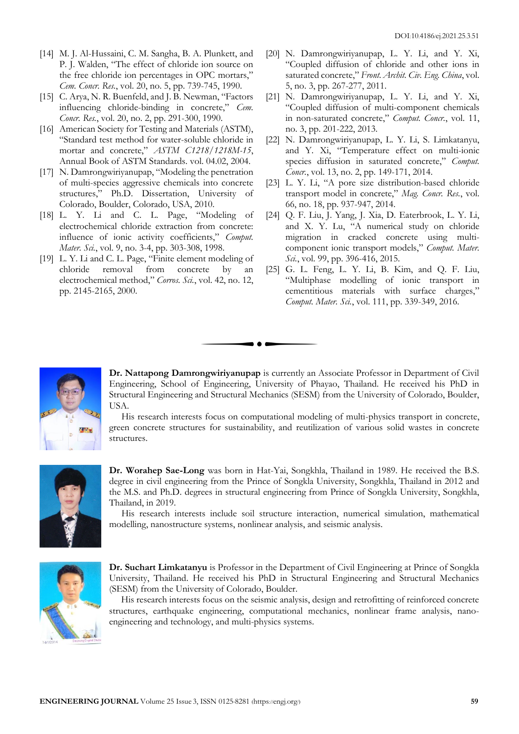[14] M. J. Al-Hussaini, C. M. Sangha, B. A. Plunkett, and P. J. Walden, "The effect of chloride ion source on the free chloride ion percentages in OPC mortars," *Cem. Concr. Res.*, vol. 20, no. 5, pp. 739-745, 1990.

[15] C. Arya, N. R. Buenfeld, and J. B. Newman, "Factors influencing chloride-binding in concrete," *Cem. Concr. Res.*, vol. 20, no. 2, pp. 291-300, 1990.

[16] American Society for Testing and Materials (ASTM), "Standard test method for water-soluble chloride in mortar and concrete," *ASTM C1218/1218M-15*, Annual Book of ASTM Standards. vol. 04.02, 2004.

[17] N. Damrongwiriyanupap, "Modeling the penetration of multi-species aggressive chemicals into concrete structures," Ph.D. Dissertation, University of Colorado, Boulder, Colorado, USA, 2010.

[18] L. Y. Li and C. L. Page, "Modeling of electrochemical chloride extraction from concrete: influence of ionic activity coefficients," *Comput. Mater. Sci.*, vol. 9, no. 3-4, pp. 303-308, 1998.

[19] L. Y. Li and C. L. Page, "Finite element modeling of chloride removal from concrete by an electrochemical method," *Corros. Sci.*, vol. 42, no. 12, pp. 2145-2165, 2000.

[20] N. Damrongwiriyanupap, L. Y. Li, and Y. Xi, "Coupled diffusion of chloride and other ions in saturated concrete," *Front. Archit. Civ. Eng. China*, vol. 5, no. 3, pp. 267-277, 2011.

[21] N. Damrongwiriyanupap, L. Y. Li, and Y. Xi, "Coupled diffusion of multi-component chemicals in non-saturated concrete," *Comput. Concr.*, vol. 11, no. 3, pp. 201-222, 2013.

[22] N. Damrongwiriyanupap, L. Y. Li, S. Limkatanyu, and Y. Xi, "Temperature effect on multi-ionic species diffusion in saturated concrete," *Comput. Concr.*, vol. 13, no. 2, pp. 149-171, 2014.

[23] L. Y. Li, "A pore size distribution-based chloride transport model in concrete," *Mag. Concr. Res.*, vol. 66, no. 18, pp. 937-947, 2014.

[24] Q. F. Liu, J. Yang, J. Xia, D. Eaterbrook, L. Y. Li, and X. Y. Lu, "A numerical study on chloride migration in cracked concrete using multi-component ionic transport models," *Comput. Mater. Sci.*, vol. 99, pp. 396-416, 2015.

[25] G. L. Feng, L. Y. Li, B. Kim, and Q. F. Liu, "Multiphase modelling of ionic transport in cementitious materials with surface charges," *Comput. Mater. Sci.*, vol. 111, pp. 339-349, 2016.

**Dr. Nattapong Damrongwiriyanupap** is currently an Associate Professor in Department of Civil Engineering, School of Engineering, University of Phayao, Thailand. He received his PhD in Structural Engineering and Structural Mechanics (SESM) from the University of Colorado, Boulder, USA.

His research interests focus on computational modeling of multi-physics transport in concrete, green concrete structures for sustainability, and reutilization of various solid wastes in concrete structures.

**Dr. Worahep Sae-Long** was born in Hat-Yai, Songkhla, Thailand in 1989. He received the B.S. degree in civil engineering from the Prince of Songkla University, Songkhla, Thailand in 2012 and the M.S. and Ph.D. degrees in structural engineering from Prince of Songkla University, Songkhla, Thailand, in 2019.

His research interests include soil structure interaction, numerical simulation, mathematical modelling, nanostructure systems, nonlinear analysis, and seismic analysis.

**Dr. Suchart Limkatanyu** is Professor in the Department of Civil Engineering at Prince of Songkla University, Thailand. He received his PhD in Structural Engineering and Structural Mechanics (SESM) from the University of Colorado, Boulder.

His research interests focus on the seismic analysis, design and retrofitting of reinforced concrete structures, earthquake engineering, computational mechanics, nonlinear frame analysis, nano-engineering and technology, and multi-physics systems.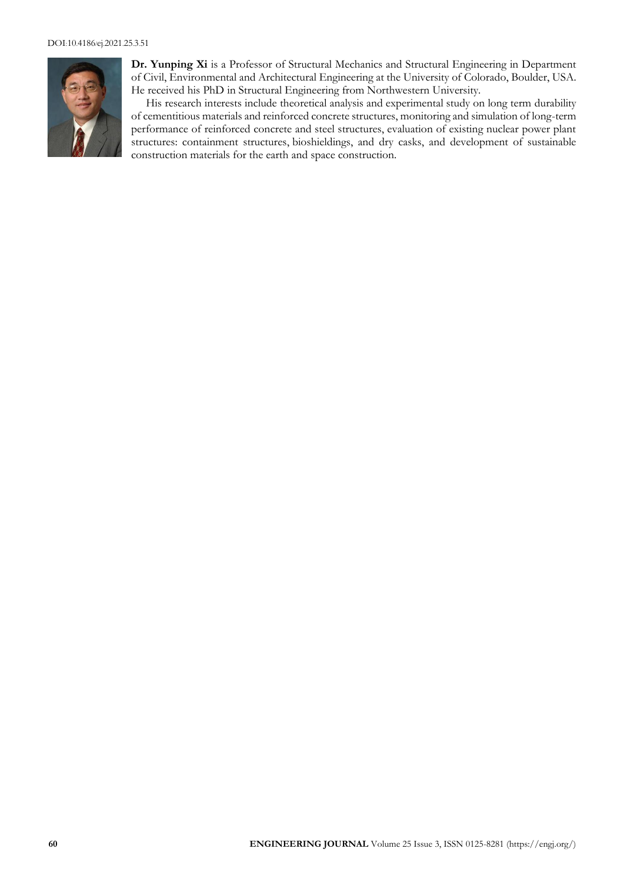**Dr. Yunping Xi** is a Professor of Structural Mechanics and Structural Engineering in Department of Civil, Environmental and Architectural Engineering at the University of Colorado, Boulder, USA. He received his PhD in Structural Engineering from Northwestern University.

His research interests include theoretical analysis and experimental study on long term durability of cementitious materials and reinforced concrete structures, monitoring and simulation of long-term performance of reinforced concrete and steel structures, evaluation of existing nuclear power plant structures: containment structures, bioshieldings, and dry casks, and development of sustainable construction materials for the earth and space construction.